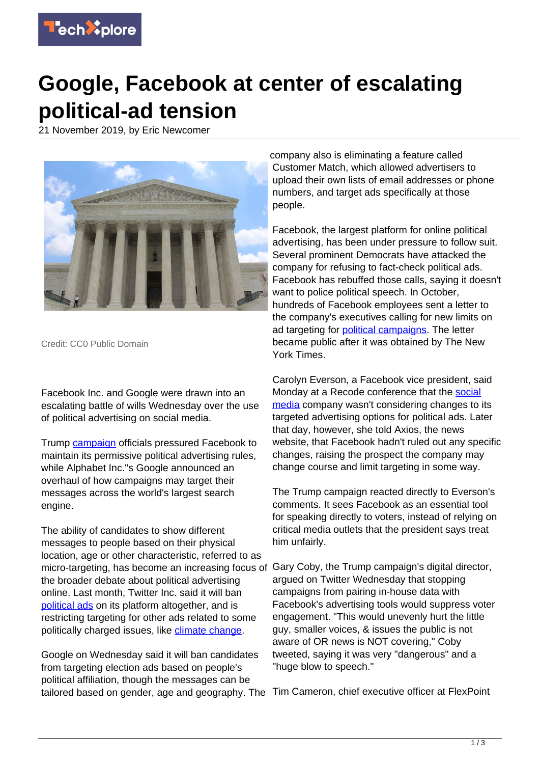# Google, Facebook at center of escalating political-ad tension

21 November 2019, by Eric Newcomer

Credit: CC0 Public Domain

Facebook Inc. and Google were drawn into an escalating battle of wills Wednesday over the use of political advertising on social media.

Trump campaign officials pressured Facebook to maintain its permissive political advertising rules, while Alphabet Inc."s Google announced an overhaul of how campaigns may target their messages across the world's largest search engine.

The ability of candidates to show different messages to people based on their physical location, age or other characteristic, referred to as micro-targeting, has become an increasing focus of the broader debate about political advertising online. Last month, Twitter Inc. said it will ban political ads on its platform altogether, and is restricting targeting for other ads related to some politically charged issues, like climate change.

Google on Wednesday said it will ban candidates from targeting election ads based on people's political affiliation, though the messages can be tailored based on gender, age and geography. The company also is eliminating a feature called Customer Match, which allowed advertisers to upload their own lists of email addresses or phone numbers, and target ads specifically at those people.

Facebook, the largest platform for online political advertising, has been under pressure to follow suit. Several prominent Democrats have attacked the company for refusing to fact-check political ads. Facebook has rebuffed those calls, saying it doesn't want to police political speech. In October, hundreds of Facebook employees sent a letter to the company's executives calling for new limits on ad targeting for political campaigns. The letter became public after it was obtained by The New York Times.

Carolyn Everson, a Facebook vice president, said Monday at a Recode conference that the social media company wasn't considering changes to its targeted advertising options for political ads. Later that day, however, she told Axios, the news website, that Facebook hadn't ruled out any specific changes, raising the prospect the company may change course and limit targeting in some way.

The Trump campaign reacted directly to Everson's comments. It sees Facebook as an essential tool for speaking directly to voters, instead of relying on critical media outlets that the president says treat him unfairly.

Gary Coby, the Trump campaign's digital director, argued on Twitter Wednesday that stopping campaigns from pairing in-house data with Facebook's advertising tools would suppress voter engagement. "This would unevenly hurt the little guy, smaller voices, & issues the public is not aware of OR news is NOT covering," Coby tweeted, saying it was very "dangerous" and a "huge blow to speech."

Tim Cameron, chief executive officer at FlexPoint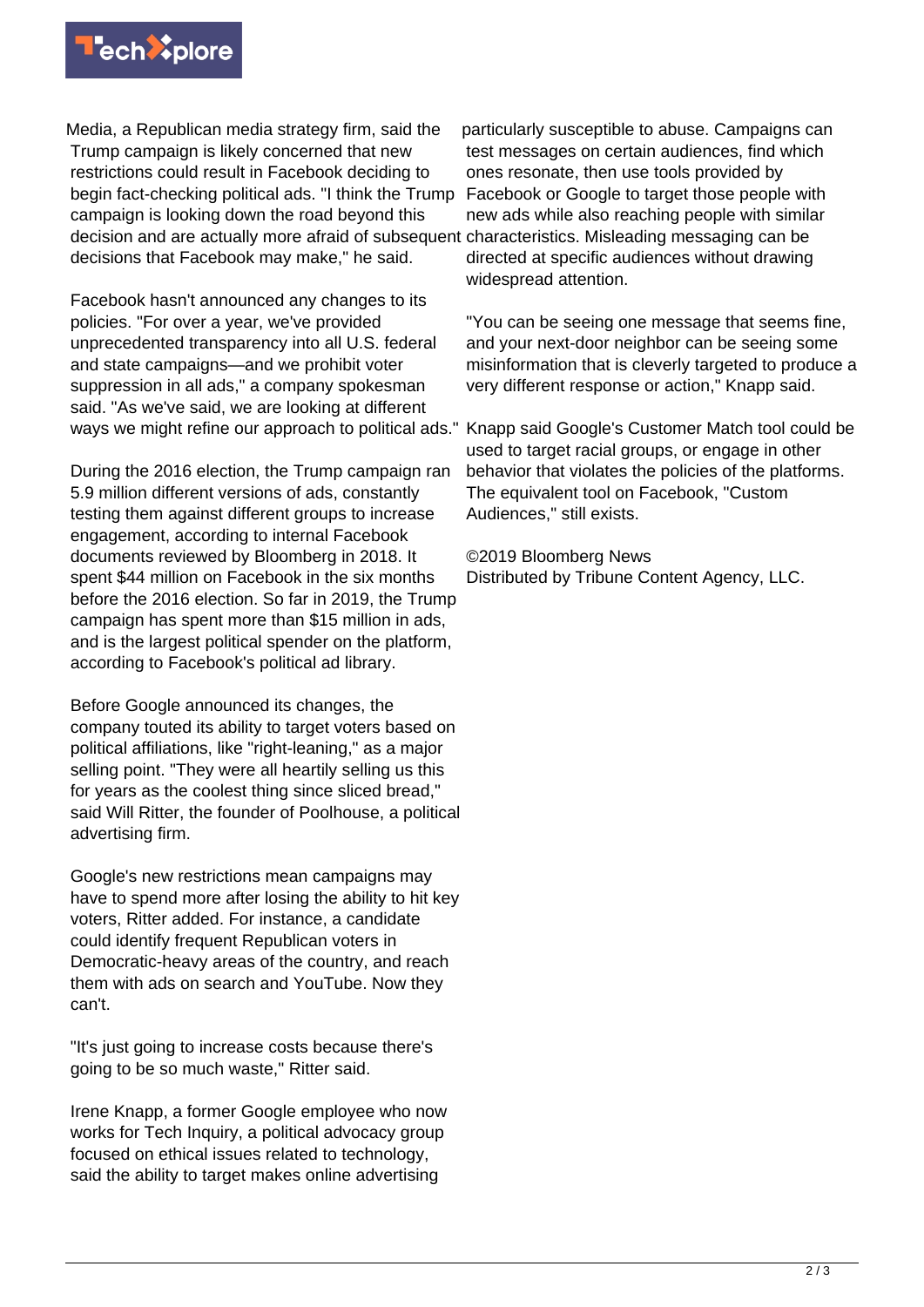Media, a Republican media strategy firm, said the Trump campaign is likely concerned that new restrictions could result in Facebook deciding to begin fact-checking political ads. "I think the Trump campaign is looking down the road beyond this decision and are actually more afraid of subsequent decisions that Facebook may make," he said.

Facebook hasn't announced any changes to its policies. "For over a year, we've provided unprecedented transparency into all U.S. federal and state campaigns—and we prohibit voter suppression in all ads," a company spokesman said. "As we've said, we are looking at different ways we might refine our approach to political ads."

During the 2016 election, the Trump campaign ran 5.9 million different versions of ads, constantly testing them against different groups to increase engagement, according to internal Facebook documents reviewed by Bloomberg in 2018. It spent $44 million on Facebook in the six months before the 2016 election. So far in 2019, the Trump campaign has spent more than $15 million in ads, and is the largest political spender on the platform, according to Facebook's political ad library.

Before Google announced its changes, the company touted its ability to target voters based on political affiliations, like "right-leaning," as a major selling point. "They were all heartily selling us this for years as the coolest thing since sliced bread," said Will Ritter, the founder of Poolhouse, a political advertising firm.

Google's new restrictions mean campaigns may have to spend more after losing the ability to hit key voters, Ritter added. For instance, a candidate could identify frequent Republican voters in Democratic-heavy areas of the country, and reach them with ads on search and YouTube. Now they can't.

"It's just going to increase costs because there's going to be so much waste," Ritter said.

Irene Knapp, a former Google employee who now works for Tech Inquiry, a political advocacy group focused on ethical issues related to technology, said the ability to target makes online advertising particularly susceptible to abuse. Campaigns can test messages on certain audiences, find which ones resonate, then use tools provided by Facebook or Google to target those people with new ads while also reaching people with similar characteristics. Misleading messaging can be directed at specific audiences without drawing widespread attention.

"You can be seeing one message that seems fine, and your next-door neighbor can be seeing some misinformation that is cleverly targeted to produce a very different response or action," Knapp said.

Knapp said Google's Customer Match tool could be used to target racial groups, or engage in other behavior that violates the policies of the platforms. The equivalent tool on Facebook, "Custom Audiences," still exists.

©2019 Bloomberg News
Distributed by Tribune Content Agency, LLC.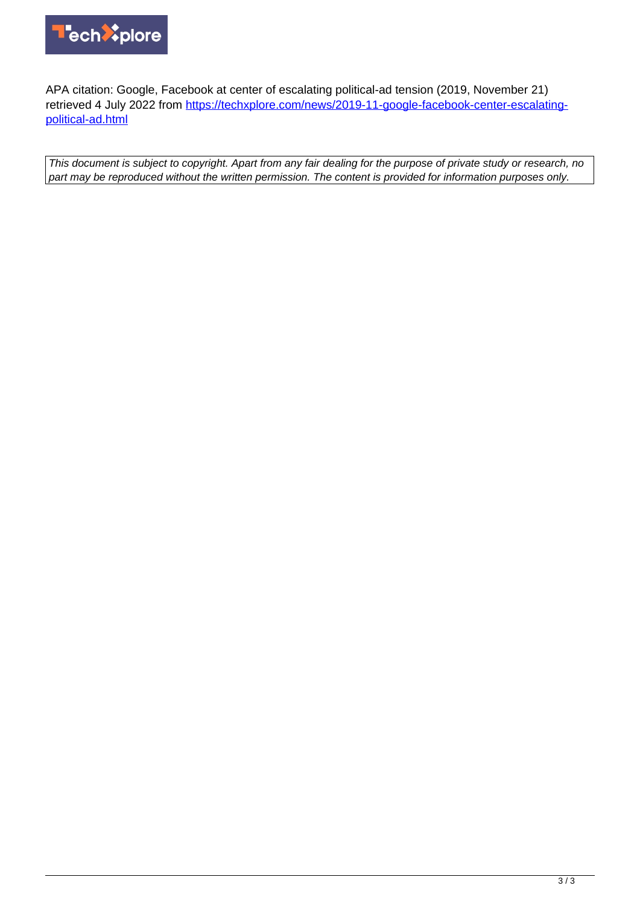APA citation: Google, Facebook at center of escalating political-ad tension (2019, November 21) retrieved 4 July 2022 from https://techxplore.com/news/2019-11-google-facebook-center-escalating-political-ad.html

*This document is subject to copyright. Apart from any fair dealing for the purpose of private study or research, no part may be reproduced without the written permission. The content is provided for information purposes only.*